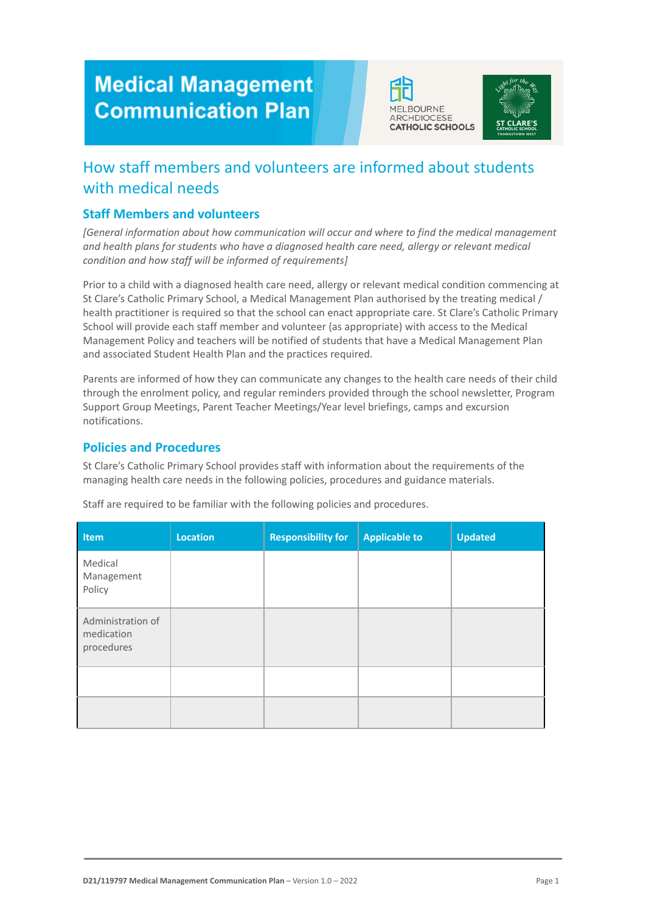# Medical Management Communication Plan

## How staff members and volunteers are informed about students with medical needs

### Staff Members and volunteers

*[General information about how communication will occur and where to find the medical management and health plans for students who have a diagnosed health care need, allergy or relevant medical condition and how staff will be informed of requirements]*

Prior to a child with a diagnosed health care need, allergy or relevant medical condition commencing at St Clare's Catholic Primary School, a Medical Management Plan authorised by the treating medical / health practitioner is required so that the school can enact appropriate care. St Clare's Catholic Primary School will provide each staff member and volunteer (as appropriate) with access to the Medical Management Policy and teachers will be notified of students that have a Medical Management Plan and associated Student Health Plan and the practices required.

Parents are informed of how they can communicate any changes to the health care needs of their child through the enrolment policy, and regular reminders provided through the school newsletter, Program Support Group Meetings, Parent Teacher Meetings/Year level briefings, camps and excursion notifications.

### Policies and Procedures

St Clare's Catholic Primary School provides staff with information about the requirements of the managing health care needs in the following policies, procedures and guidance materials.

Staff are required to be familiar with the following policies and procedures.

| Item | Location | Responsibility for | Applicable to | Updated |
| --- | --- | --- | --- | --- |
| Medical Management Policy | | | | |
| Administration of medication procedures | | | | |
| | | | | |
| | | | | |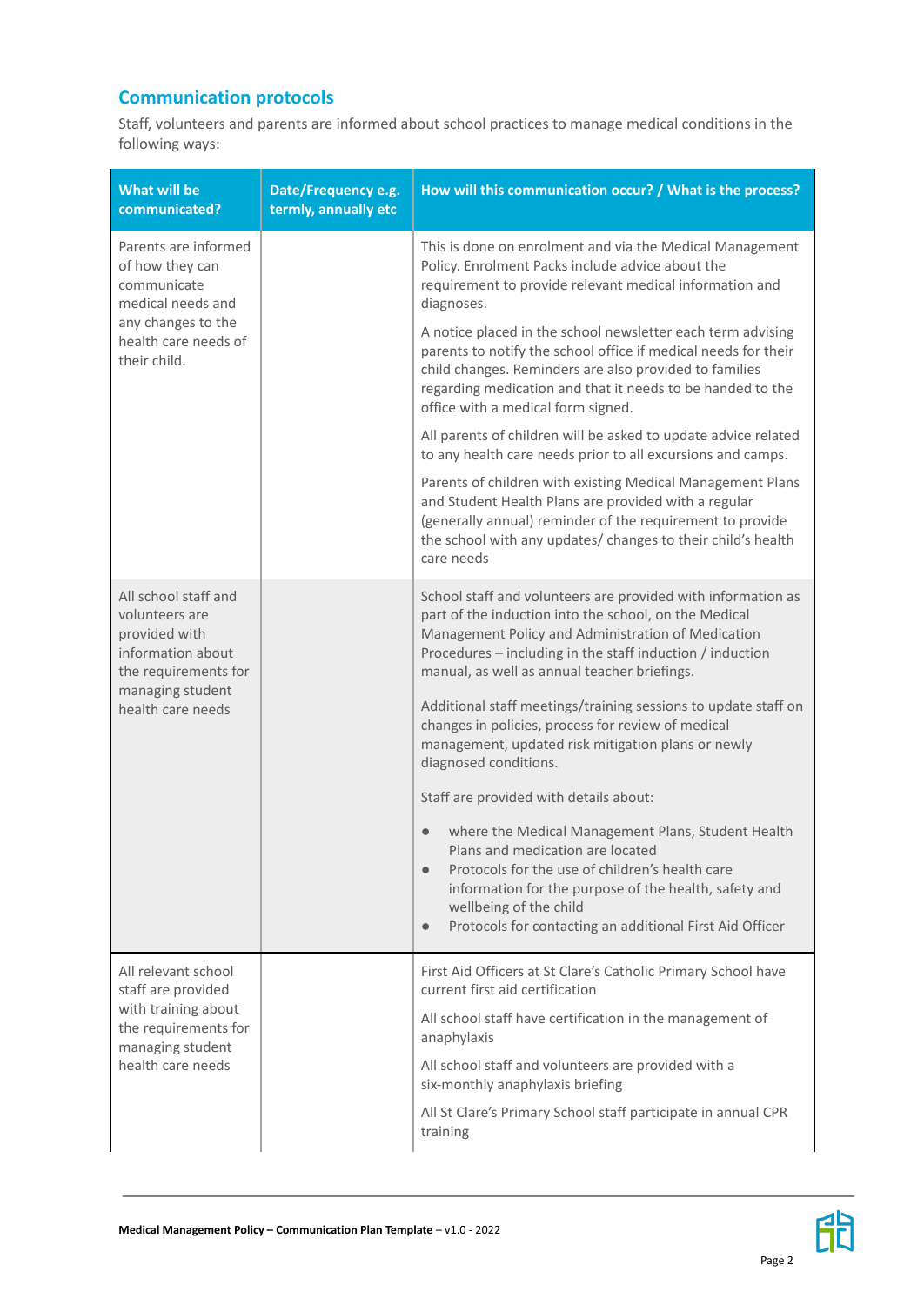## Communication protocols

Staff, volunteers and parents are informed about school practices to manage medical conditions in the following ways:

| What will be communicated? | Date/Frequency e.g. termly, annually etc | How will this communication occur? / What is the process? |
|---|---|---|
| Parents are informed of how they can communicate medical needs and any changes to the health care needs of their child. | | This is done on enrolment and via the Medical Management Policy. Enrolment Packs include advice about the requirement to provide relevant medical information and diagnoses.<br><br>A notice placed in the school newsletter each term advising parents to notify the school office if medical needs for their child changes. Reminders are also provided to families regarding medication and that it needs to be handed to the office with a medical form signed.<br><br>All parents of children will be asked to update advice related to any health care needs prior to all excursions and camps.<br><br>Parents of children with existing Medical Management Plans and Student Health Plans are provided with a regular (generally annual) reminder of the requirement to provide the school with any updates/ changes to their child's health care needs |
| All school staff and volunteers are provided with information about the requirements for managing student health care needs | | School staff and volunteers are provided with information as part of the induction into the school, on the Medical Management Policy and Administration of Medication Procedures – including in the staff induction / induction manual, as well as annual teacher briefings.<br><br>Additional staff meetings/training sessions to update staff on changes in policies, process for review of medical management, updated risk mitigation plans or newly diagnosed conditions.<br><br>Staff are provided with details about:<br>• where the Medical Management Plans, Student Health Plans and medication are located<br>• Protocols for the use of children's health care information for the purpose of the health, safety and wellbeing of the child<br>• Protocols for contacting an additional First Aid Officer |
| All relevant school staff are provided with training about the requirements for managing student health care needs | | First Aid Officers at St Clare's Catholic Primary School have current first aid certification<br><br>All school staff have certification in the management of anaphylaxis<br><br>All school staff and volunteers are provided with a six-monthly anaphylaxis briefing<br><br>All St Clare's Primary School staff participate in annual CPR training |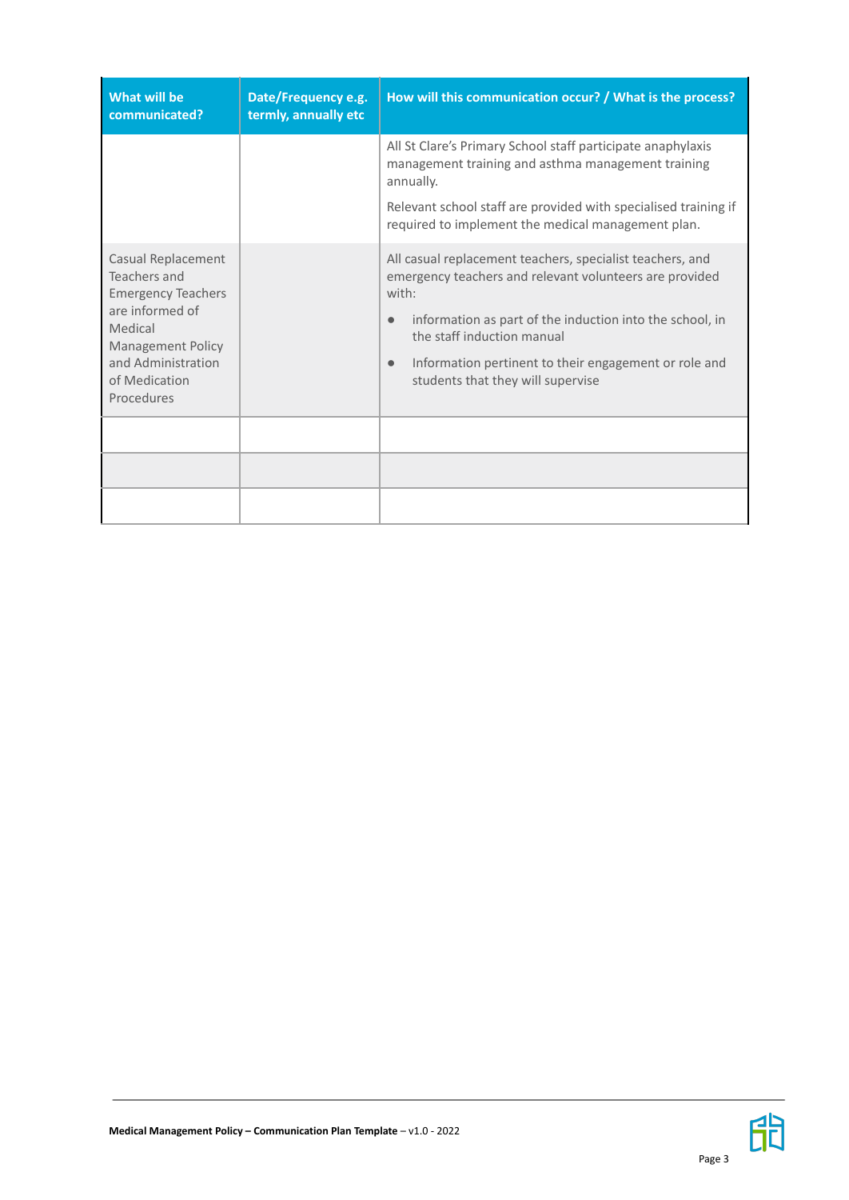| What will be communicated? | Date/Frequency e.g. termly, annually etc | How will this communication occur? / What is the process? |
| --- | --- | --- |
| | | All St Clare's Primary School staff participate anaphylaxis management training and asthma management training annually.<br><br>Relevant school staff are provided with specialised training if required to implement the medical management plan. |
| Casual Replacement Teachers and Emergency Teachers are informed of Medical Management Policy and Administration of Medication Procedures | | All casual replacement teachers, specialist teachers, and emergency teachers and relevant volunteers are provided with:<br><br>● information as part of the induction into the school, in the staff induction manual<br><br>● Information pertinent to their engagement or role and students that they will supervise |
| | | |
| | | |
| | | |

**Medical Management Policy – Communication Plan Template** – v1.0 - 2022